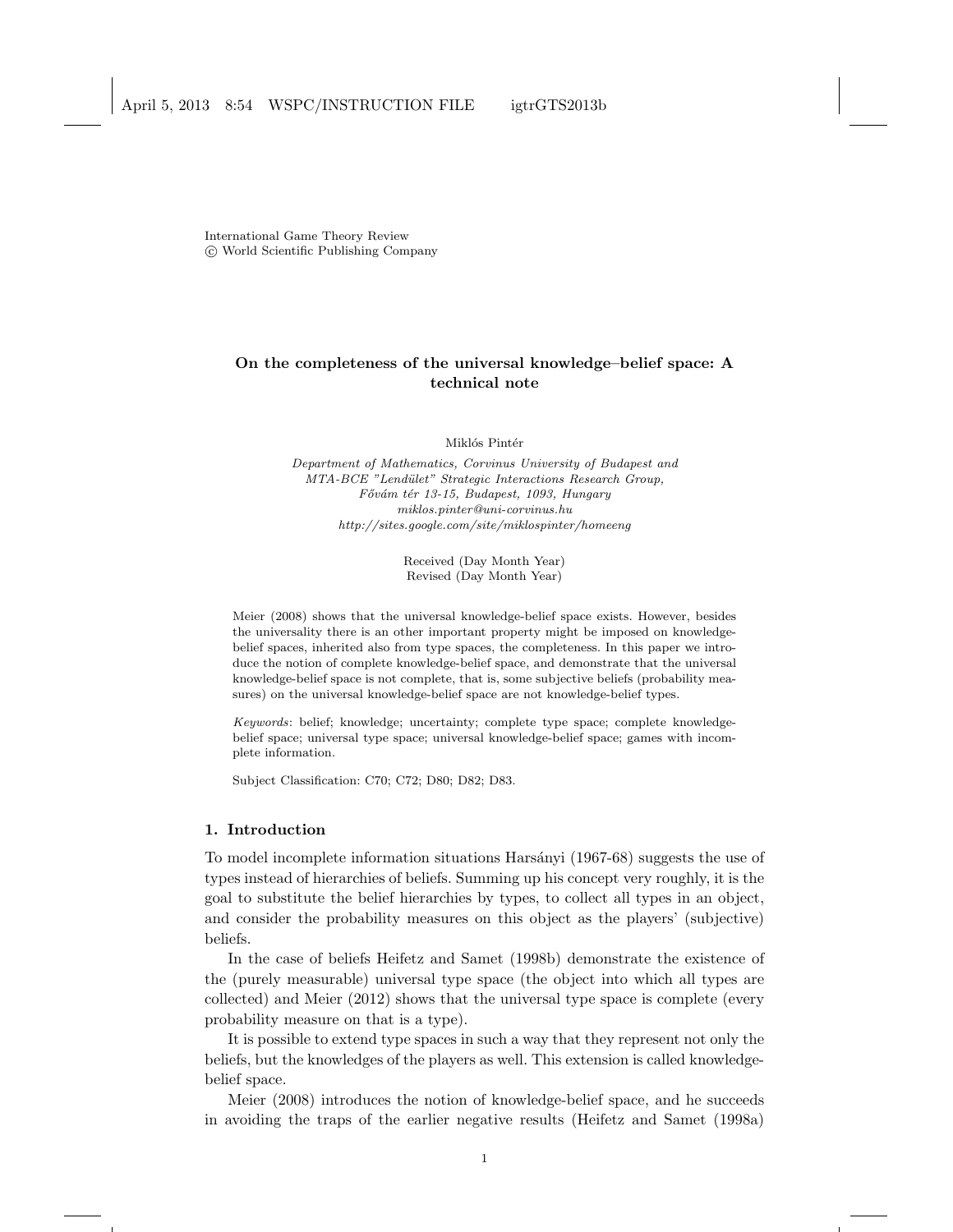International Game Theory Review
© World Scientific Publishing Company

# On the completeness of the universal knowledge–belief space: A technical note

Miklós Pintér

*Department of Mathematics, Corvinus University of Budapest and MTA-BCE "Lendület" Strategic Interactions Research Group, Fővám tér 13-15, Budapest, 1093, Hungary*
*miklos.pinter@uni-corvinus.hu*
*http://sites.google.com/site/miklospinter/homeeng*

Received (Day Month Year)
Revised (Day Month Year)

Meier (2008) shows that the universal knowledge-belief space exists. However, besides the universality there is an other important property might be imposed on knowledge-belief spaces, inherited also from type spaces, the completeness. In this paper we introduce the notion of complete knowledge-belief space, and demonstrate that the universal knowledge-belief space is not complete, that is, some subjective beliefs (probability measures) on the universal knowledge-belief space are not knowledge-belief types.

*Keywords*: belief; knowledge; uncertainty; complete type space; complete knowledge-belief space; universal type space; universal knowledge-belief space; games with incomplete information.

Subject Classification: C70; C72; D80; D82; D83.

## 1. Introduction

To model incomplete information situations Harsányi (1967-68) suggests the use of types instead of hierarchies of beliefs. Summing up his concept very roughly, it is the goal to substitute the belief hierarchies by types, to collect all types in an object, and consider the probability measures on this object as the players' (subjective) beliefs.

In the case of beliefs Heifetz and Samet (1998b) demonstrate the existence of the (purely measurable) universal type space (the object into which all types are collected) and Meier (2012) shows that the universal type space is complete (every probability measure on that is a type).

It is possible to extend type spaces in such a way that they represent not only the beliefs, but the knowledges of the players as well. This extension is called knowledge-belief space.

Meier (2008) introduces the notion of knowledge-belief space, and he succeeds in avoiding the traps of the earlier negative results (Heifetz and Samet (1998a)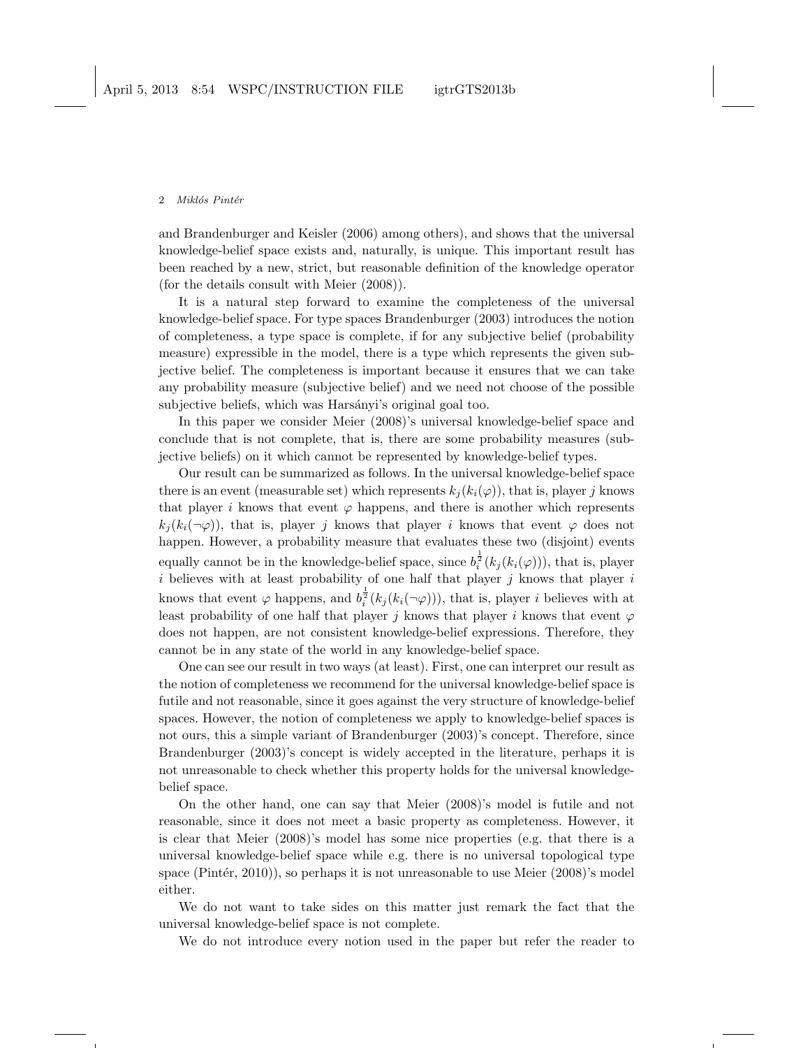and Brandenburger and Keisler (2006) among others), and shows that the universal knowledge-belief space exists and, naturally, is unique. This important result has been reached by a new, strict, but reasonable definition of the knowledge operator (for the details consult with Meier (2008)).

It is a natural step forward to examine the completeness of the universal knowledge-belief space. For type spaces Brandenburger (2003) introduces the notion of completeness, a type space is complete, if for any subjective belief (probability measure) expressible in the model, there is a type which represents the given subjective belief. The completeness is important because it ensures that we can take any probability measure (subjective belief) and we need not choose of the possible subjective beliefs, which was Harsányi's original goal too.

In this paper we consider Meier (2008)'s universal knowledge-belief space and conclude that is not complete, that is, there are some probability measures (subjective beliefs) on it which cannot be represented by knowledge-belief types.

Our result can be summarized as follows. In the universal knowledge-belief space there is an event (measurable set) which represents $k_j(k_i(\varphi))$, that is, player $j$ knows that player $i$ knows that event $\varphi$ happens, and there is another which represents $k_j(k_i(\neg\varphi))$, that is, player $j$ knows that player $i$ knows that event $\varphi$ does not happen. However, a probability measure that evaluates these two (disjoint) events equally cannot be in the knowledge-belief space, since $b_i^{\frac{1}{2}}(k_j(k_i(\varphi)))$, that is, player $i$ believes with at least probability of one half that player $j$ knows that player $i$ knows that event $\varphi$ happens, and $b_i^{\frac{1}{2}}(k_j(k_i(\neg\varphi)))$, that is, player $i$ believes with at least probability of one half that player $j$ knows that player $i$ knows that event $\varphi$ does not happen, are not consistent knowledge-belief expressions. Therefore, they cannot be in any state of the world in any knowledge-belief space.

One can see our result in two ways (at least). First, one can interpret our result as the notion of completeness we recommend for the universal knowledge-belief space is futile and not reasonable, since it goes against the very structure of knowledge-belief spaces. However, the notion of completeness we apply to knowledge-belief spaces is not ours, this a simple variant of Brandenburger (2003)'s concept. Therefore, since Brandenburger (2003)'s concept is widely accepted in the literature, perhaps it is not unreasonable to check whether this property holds for the universal knowledge-belief space.

On the other hand, one can say that Meier (2008)'s model is futile and not reasonable, since it does not meet a basic property as completeness. However, it is clear that Meier (2008)'s model has some nice properties (e.g. that there is a universal knowledge-belief space while e.g. there is no universal topological type space (Pintér, 2010)), so perhaps it is not unreasonable to use Meier (2008)'s model either.

We do not want to take sides on this matter just remark the fact that the universal knowledge-belief space is not complete.

We do not introduce every notion used in the paper but refer the reader to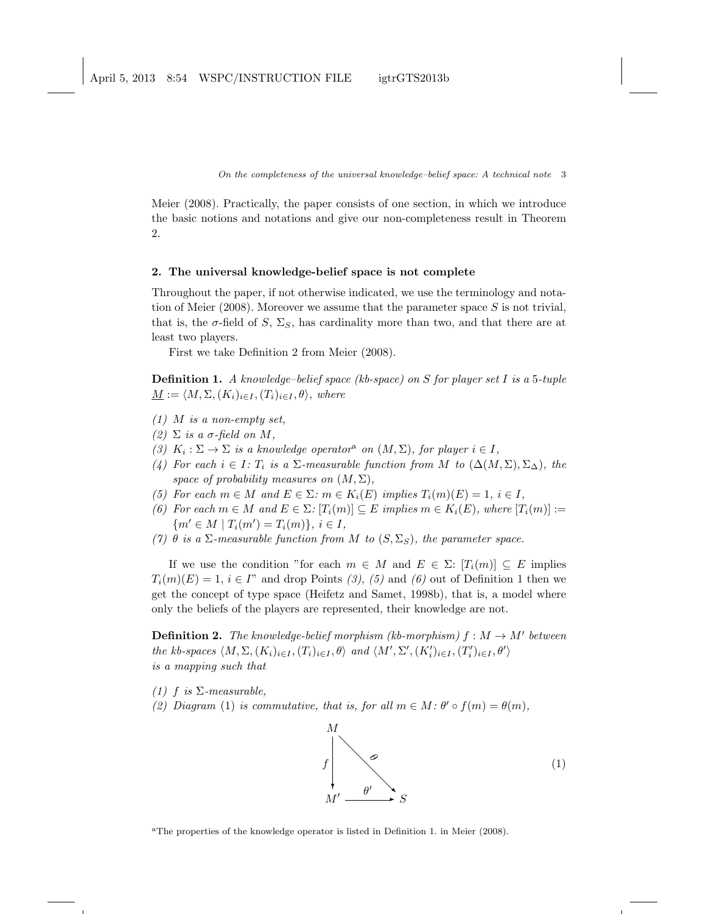Meier (2008). Practically, the paper consists of one section, in which we introduce the basic notions and notations and give our non-completeness result in Theorem 2.

## 2. The universal knowledge-belief space is not complete

Throughout the paper, if not otherwise indicated, we use the terminology and notation of Meier (2008). Moreover we assume that the parameter space $S$ is not trivial, that is, the $\sigma$-field of $S$, $\Sigma_S$, has cardinality more than two, and that there are at least two players.

First we take Definition 2 from Meier (2008).

**Definition 1.** *A knowledge–belief space (kb-space) on $S$ for player set $I$ is a 5-tuple $\underline{M} := \langle M, \Sigma, (K_i)_{i\in I}, (T_i)_{i\in I}, \theta\rangle$, where*

*(1) $M$ is a non-empty set,*
*(2) $\Sigma$ is a $\sigma$-field on $M$,*
*(3) $K_i : \Sigma \to \Sigma$ is a knowledge operator*[a] *on $(M, \Sigma)$, for player $i \in I$,*
*(4) For each $i \in I$: $T_i$ is a $\Sigma$-measurable function from $M$ to $(\Delta(M, \Sigma), \Sigma_\Delta)$, the space of probability measures on $(M, \Sigma)$,*
*(5) For each $m \in M$ and $E \in \Sigma$: $m \in K_i(E)$ implies $T_i(m)(E) = 1$, $i \in I$,*
*(6) For each $m \in M$ and $E \in \Sigma$: $[T_i(m)] \subseteq E$ implies $m \in K_i(E)$, where $[T_i(m)] := \{m' \in M \mid T_i(m') = T_i(m)\}$, $i \in I$,*
*(7) $\theta$ is a $\Sigma$-measurable function from $M$ to $(S, \Sigma_S)$, the parameter space.*

If we use the condition "for each $m \in M$ and $E \in \Sigma$: $[T_i(m)] \subseteq E$ implies $T_i(m)(E) = 1$, $i \in I$" and drop Points *(3)*, *(5)* and *(6)* out of Definition 1 then we get the concept of type space (Heifetz and Samet, 1998b), that is, a model where only the beliefs of the players are represented, their knowledge are not.

**Definition 2.** *The knowledge-belief morphism (kb-morphism) $f : M \to M'$ between the kb-spaces $\langle M, \Sigma, (K_i)_{i\in I}, (T_i)_{i\in I}, \theta\rangle$ and $\langle M', \Sigma', (K'_i)_{i\in I}, (T'_i)_{i\in I}, \theta'\rangle$ is a mapping such that*

*(1) $f$ is $\Sigma$-measurable,*
*(2) Diagram (1) is commutative, that is, for all $m \in M$: $\theta' \circ f(m) = \theta(m)$,*

$$
\begin{array}{ccc}
M & & \\
\downarrow f & \searrow \theta & \\
M' & \xrightarrow{\ \theta'\ } & S
\end{array}
\tag{1}
$$

[a] The properties of the knowledge operator is listed in Definition 1. in Meier (2008).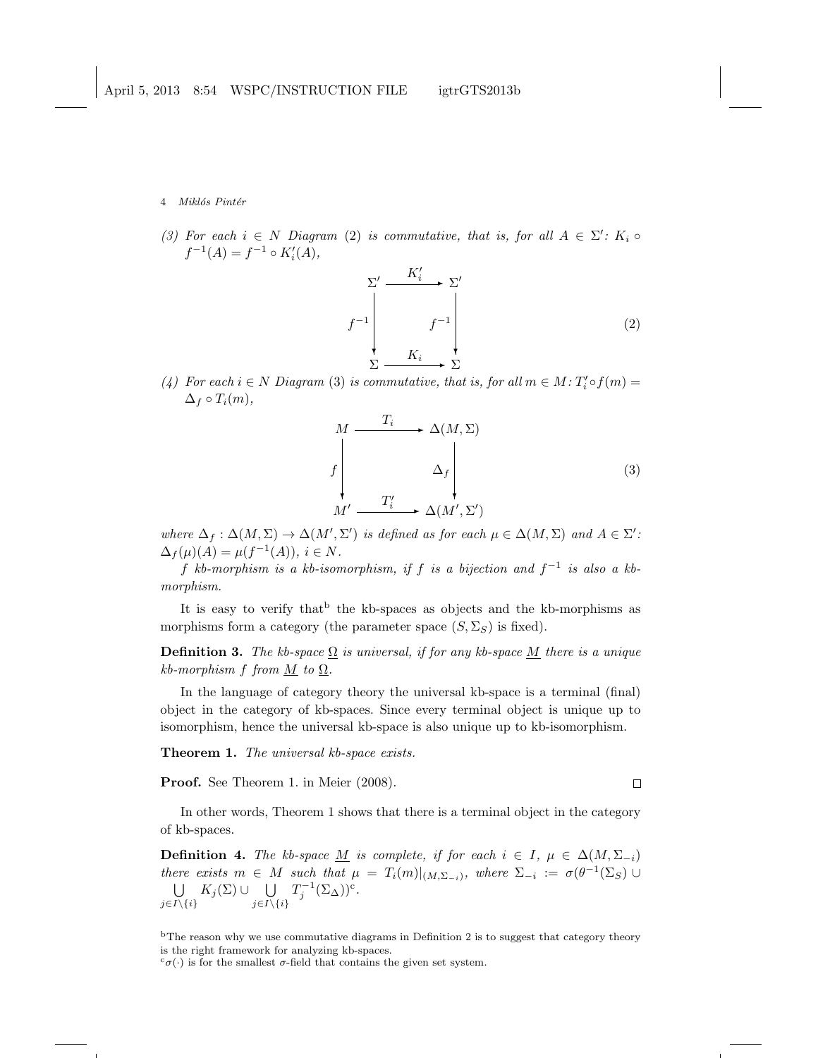(3) *For each $i \in N$ Diagram (2) is commutative, that is, for all $A \in \Sigma'$: $K_i \circ f^{-1}(A) = f^{-1} \circ K'_i(A)$,*

$$\begin{array}{ccc} \Sigma' & \xrightarrow{K'_i} & \Sigma' \\ \Big\downarrow f^{-1} & & \Big\downarrow f^{-1} \\ \Sigma & \xrightarrow{K_i} & \Sigma \end{array} \tag{2}$$

(4) *For each $i \in N$ Diagram (3) is commutative, that is, for all $m \in M$: $T'_i \circ f(m) = \Delta_f \circ T_i(m)$,*

$$\begin{array}{ccc} M & \xrightarrow{T_i} & \Delta(M, \Sigma) \\ \Big\downarrow f & & \Big\downarrow \Delta_f \\ M' & \xrightarrow{T'_i} & \Delta(M', \Sigma') \end{array} \tag{3}$$

*where $\Delta_f : \Delta(M, \Sigma) \to \Delta(M', \Sigma')$ is defined as for each $\mu \in \Delta(M, \Sigma)$ and $A \in \Sigma'$: $\Delta_f(\mu)(A) = \mu(f^{-1}(A))$, $i \in N$.*

*$f$ kb-morphism is a kb-isomorphism, if $f$ is a bijection and $f^{-1}$ is also a kb-morphism.*

It is easy to verify that[b] the kb-spaces as objects and the kb-morphisms as morphisms form a category (the parameter space $(S, \Sigma_S)$ is fixed).

**Definition 3.** *The kb-space $\underline{\Omega}$ is universal, if for any kb-space $\underline{M}$ there is a unique kb-morphism $f$ from $\underline{M}$ to $\underline{\Omega}$.*

In the language of category theory the universal kb-space is a terminal (final) object in the category of kb-spaces. Since every terminal object is unique up to isomorphism, hence the universal kb-space is also unique up to kb-isomorphism.

**Theorem 1.** *The universal kb-space exists.*

**Proof.** See Theorem 1. in Meier (2008). □

In other words, Theorem 1 shows that there is a terminal object in the category of kb-spaces.

**Definition 4.** *The kb-space $\underline{M}$ is complete, if for each $i \in I$, $\mu \in \Delta(M, \Sigma_{-i})$ there exists $m \in M$ such that $\mu = T_i(m)|_{(M, \Sigma_{-i})}$, where $\Sigma_{-i} := \sigma(\theta^{-1}(\Sigma_S) \cup \bigcup_{j \in I \setminus \{i\}} K_j(\Sigma) \cup \bigcup_{j \in I \setminus \{i\}} T_j^{-1}(\Sigma_\Delta))$*[c].

[b] The reason why we use commutative diagrams in Definition 2 is to suggest that category theory is the right framework for analyzing kb-spaces.

[c] $\sigma(\cdot)$ is for the smallest $\sigma$-field that contains the given set system.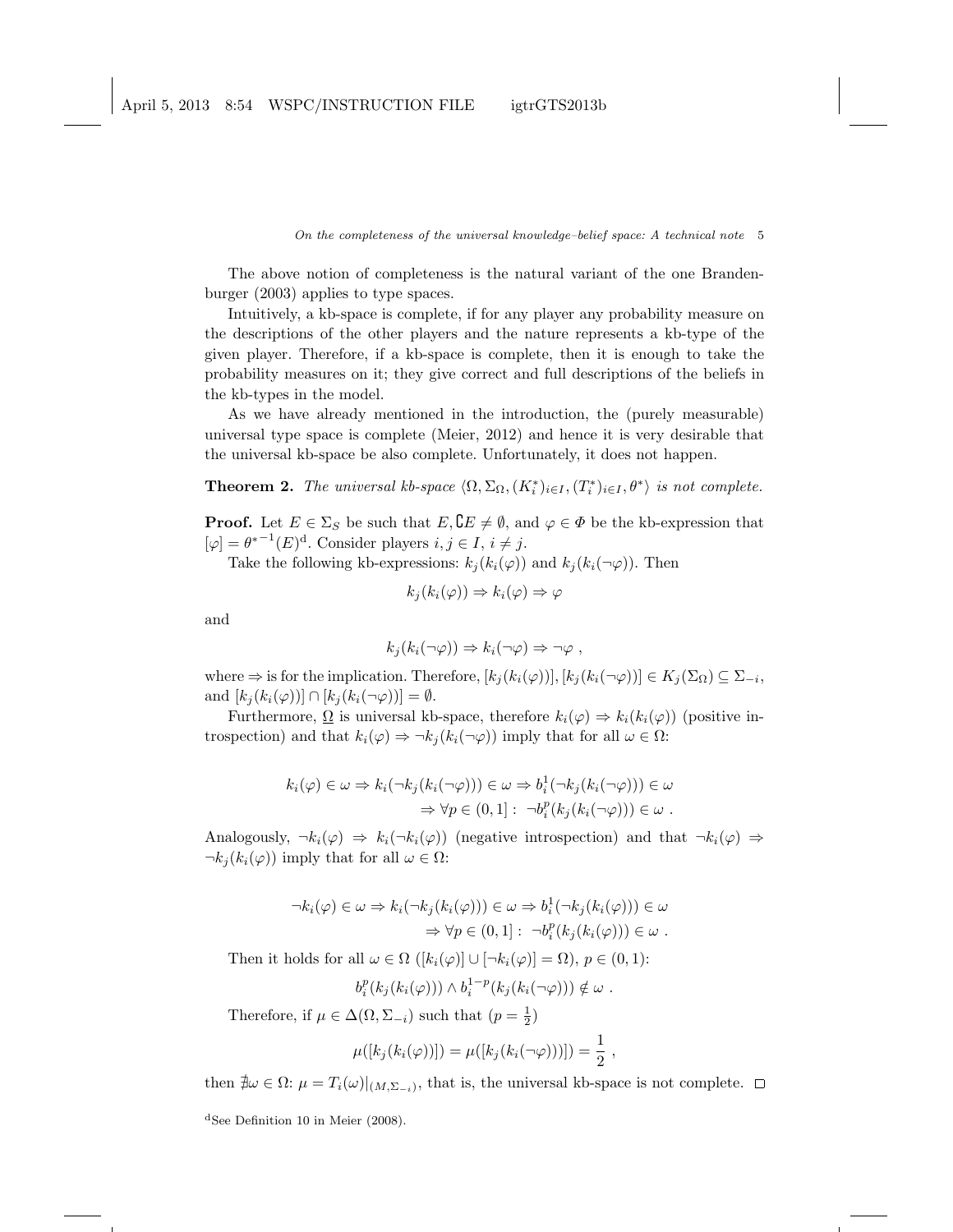The above notion of completeness is the natural variant of the one Brandenburger (2003) applies to type spaces.

Intuitively, a kb-space is complete, if for any player any probability measure on the descriptions of the other players and the nature represents a kb-type of the given player. Therefore, if a kb-space is complete, then it is enough to take the probability measures on it; they give correct and full descriptions of the beliefs in the kb-types in the model.

As we have already mentioned in the introduction, the (purely measurable) universal type space is complete (Meier, 2012) and hence it is very desirable that the universal kb-space be also complete. Unfortunately, it does not happen.

**Theorem 2.** *The universal kb-space* $\langle \Omega, \Sigma_\Omega, (K_i^*)_{i \in I}, (T_i^*)_{i \in I}, \theta^* \rangle$ *is not complete.*

**Proof.** Let $E \in \Sigma_S$ be such that $E, \complement E \neq \emptyset$, and $\varphi \in \Phi$ be the kb-expression that $[\varphi] = {\theta^*}^{-1}(E)$[d]. Consider players $i, j \in I$, $i \neq j$.

Take the following kb-expressions: $k_j(k_i(\varphi))$ and $k_j(k_i(\neg\varphi))$. Then

$$k_j(k_i(\varphi)) \Rightarrow k_i(\varphi) \Rightarrow \varphi$$

and

$$k_j(k_i(\neg\varphi)) \Rightarrow k_i(\neg\varphi) \Rightarrow \neg\varphi \ ,$$

where $\Rightarrow$ is for the implication. Therefore, $[k_j(k_i(\varphi))], [k_j(k_i(\neg\varphi))] \in K_j(\Sigma_\Omega) \subseteq \Sigma_{-i}$, and $[k_j(k_i(\varphi))] \cap [k_j(k_i(\neg\varphi))] = \emptyset$.

Furthermore, $\underline{\Omega}$ is universal kb-space, therefore $k_i(\varphi) \Rightarrow k_i(k_i(\varphi))$ (positive introspection) and that $k_i(\varphi) \Rightarrow \neg k_j(k_i(\neg\varphi))$ imply that for all $\omega \in \Omega$:

$$\begin{aligned} k_i(\varphi) \in \omega \Rightarrow k_i(\neg k_j(k_i(\neg\varphi))) \in \omega &\Rightarrow b_i^1(\neg k_j(k_i(\neg\varphi))) \in \omega \\ &\Rightarrow \forall p \in (0,1] : \ \neg b_i^p(k_j(k_i(\neg\varphi))) \in \omega \ . \end{aligned}$$

Analogously, $\neg k_i(\varphi) \Rightarrow k_i(\neg k_i(\varphi))$ (negative introspection) and that $\neg k_i(\varphi) \Rightarrow \neg k_j(k_i(\varphi))$ imply that for all $\omega \in \Omega$:

$$\begin{aligned} \neg k_i(\varphi) \in \omega \Rightarrow k_i(\neg k_j(k_i(\varphi))) \in \omega &\Rightarrow b_i^1(\neg k_j(k_i(\varphi))) \in \omega \\ &\Rightarrow \forall p \in (0,1] : \ \neg b_i^p(k_j(k_i(\varphi))) \in \omega \ . \end{aligned}$$

Then it holds for all $\omega \in \Omega$ ($[k_i(\varphi)] \cup [\neg k_i(\varphi)] = \Omega$), $p \in (0,1)$:

$$b_i^p(k_j(k_i(\varphi))) \wedge b_i^{1-p}(k_j(k_i(\neg\varphi))) \notin \omega \ .$$

Therefore, if $\mu \in \Delta(\Omega, \Sigma_{-i})$ such that ($p = \frac{1}{2}$)

$$\mu([k_j(k_i(\varphi))]) = \mu([k_j(k_i(\neg\varphi))]) = \frac{1}{2} \ ,$$

then $\nexists \omega \in \Omega$: $\mu = T_i(\omega)|_{(M, \Sigma_{-i})}$, that is, the universal kb-space is not complete. $\square$

[d]See Definition 10 in Meier (2008).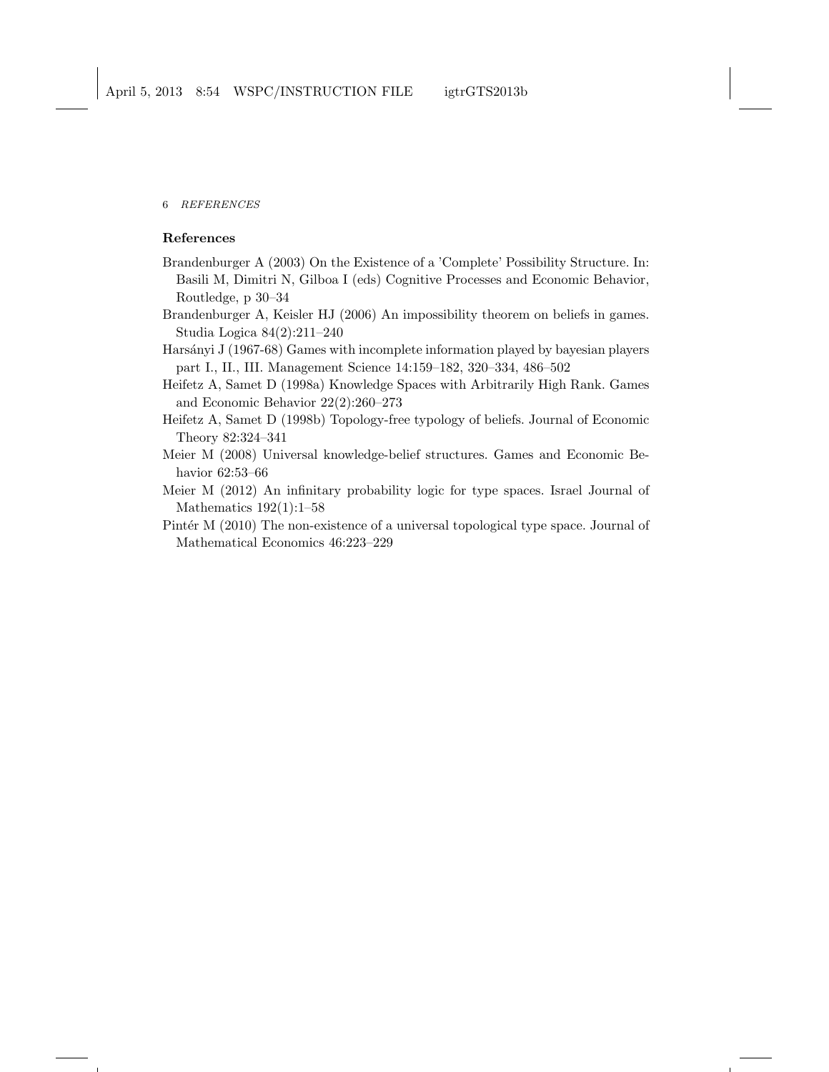## References

Brandenburger A (2003) On the Existence of a 'Complete' Possibility Structure. In: Basili M, Dimitri N, Gilboa I (eds) Cognitive Processes and Economic Behavior, Routledge, p 30–34

Brandenburger A, Keisler HJ (2006) An impossibility theorem on beliefs in games. Studia Logica 84(2):211–240

Harsányi J (1967-68) Games with incomplete information played by bayesian players part I., II., III. Management Science 14:159–182, 320–334, 486–502

Heifetz A, Samet D (1998a) Knowledge Spaces with Arbitrarily High Rank. Games and Economic Behavior 22(2):260–273

Heifetz A, Samet D (1998b) Topology-free typology of beliefs. Journal of Economic Theory 82:324–341

Meier M (2008) Universal knowledge-belief structures. Games and Economic Behavior 62:53–66

Meier M (2012) An infinitary probability logic for type spaces. Israel Journal of Mathematics 192(1):1–58

Pintér M (2010) The non-existence of a universal topological type space. Journal of Mathematical Economics 46:223–229